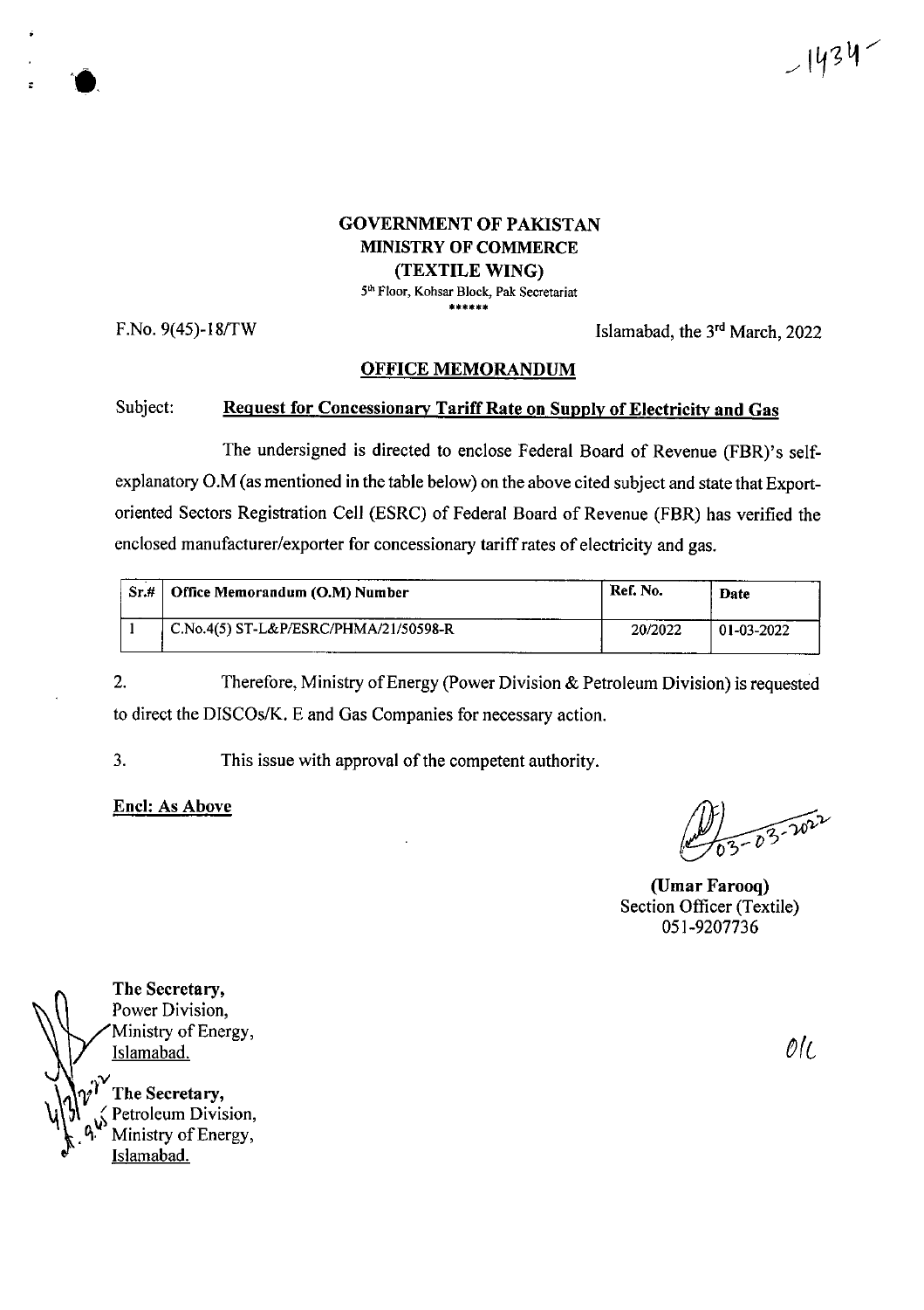-1434-

**GOVERNMENT OF PAKISTAN**
**MINISTRY OF COMMERCE**
**(TEXTILE WING)**
5th Floor, Kohsar Block, Pak Secretariat
\*\*\*\*\*\*

F.No. 9(45)-18/TW

Islamabad, the 3rd March, 2022

## OFFICE MEMORANDUM

Subject: **Request for Concessionary Tariff Rate on Supply of Electricity and Gas**

The undersigned is directed to enclose Federal Board of Revenue (FBR)'s self-explanatory O.M (as mentioned in the table below) on the above cited subject and state that Export-oriented Sectors Registration Cell (ESRC) of Federal Board of Revenue (FBR) has verified the enclosed manufacturer/exporter for concessionary tariff rates of electricity and gas.

| Sr.# | Office Memorandum (O.M) Number | Ref. No. | Date |
|---|---|---|---|
| 1 | C.No.4(5) ST-L&P/ESRC/PHMA/21/50598-R | 20/2022 | 01-03-2022 |

2. Therefore, Ministry of Energy (Power Division & Petroleum Division) is requested to direct the DISCOs/K. E and Gas Companies for necessary action.

3. This issue with approval of the competent authority.

**Encl: As Above**

03-03-2022

**(Umar Farooq)**
Section Officer (Textile)
051-9207736

**The Secretary,**
Power Division,
Ministry of Energy,
Islamabad.

O/C

**The Secretary,**
Petroleum Division,
Ministry of Energy,
Islamabad.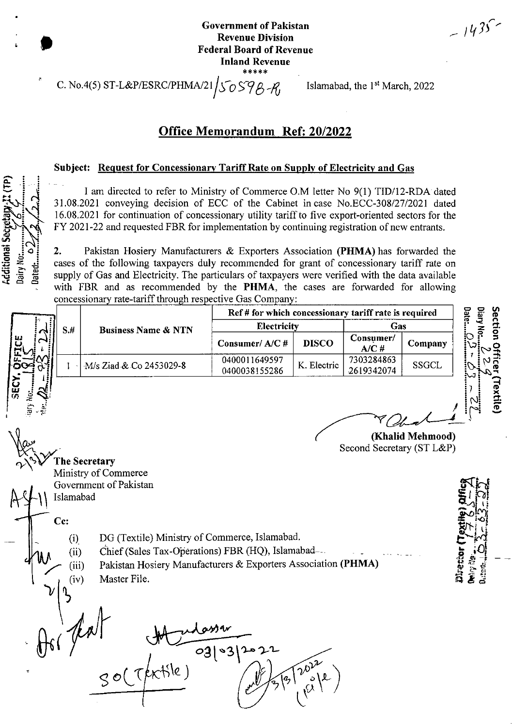**Government of Pakistan**
**Revenue Division**
**Federal Board of Revenue**
**Inland Revenue**
\*\*\*\*\*

C. No.4(5) ST-L&P/ESRC/PHMA/21/50598-R &nbsp;&nbsp;&nbsp;&nbsp;&nbsp;&nbsp;&nbsp; Islamabad, the 1st March, 2022

## Office Memorandum Ref: 20/2022

**Subject: Request for Concessionary Tariff Rate on Supply of Electricity and Gas**

I am directed to refer to Ministry of Commerce O.M letter No 9(1) TID/12-RDA dated 31.08.2021 conveying decision of ECC of the Cabinet in case No.ECC-308/27/2021 dated 16.08.2021 for continuation of concessionary utility tariff to five export-oriented sectors for the FY 2021-22 and requested FBR for implementation by continuing registration of new entrants.

2. Pakistan Hosiery Manufacturers & Exporters Association **(PHMA)** has forwarded the cases of the following taxpayers duly recommended for grant of concessionary tariff rate on supply of Gas and Electricity. The particulars of taxpayers were verified with the data available with FBR and as recommended by the **PHMA**, the cases are forwarded for allowing concessionary rate-tariff through respective Gas Company:

| S.# | Business Name & NTN | Ref # for which concessionary tariff rate is required | | | |
|---|---|---|---|---|---|
| | | Electricity | | Gas | |
| | | Consumer/ A/C # | DISCO | Consumer/ A/C # | Company |
| 1 | M/s Ziad & Co 2453029-8 | 0400011649597<br>0400038155286 | K. Electric | 7303284863<br>2619342074 | SSGCL |

**(Khalid Mehmood)**
Second Secretary (ST L&P)

**The Secretary**
Ministry of Commerce
Government of Pakistan
Islamabad

**Cc:**

(i) DG (Textile) Ministry of Commerce, Islamabad.
(ii) Chief (Sales Tax-Operations) FBR (HQ), Islamabad.
(iii) Pakistan Hosiery Manufacturers & Exporters Association **(PHMA)**
(iv) Master File.